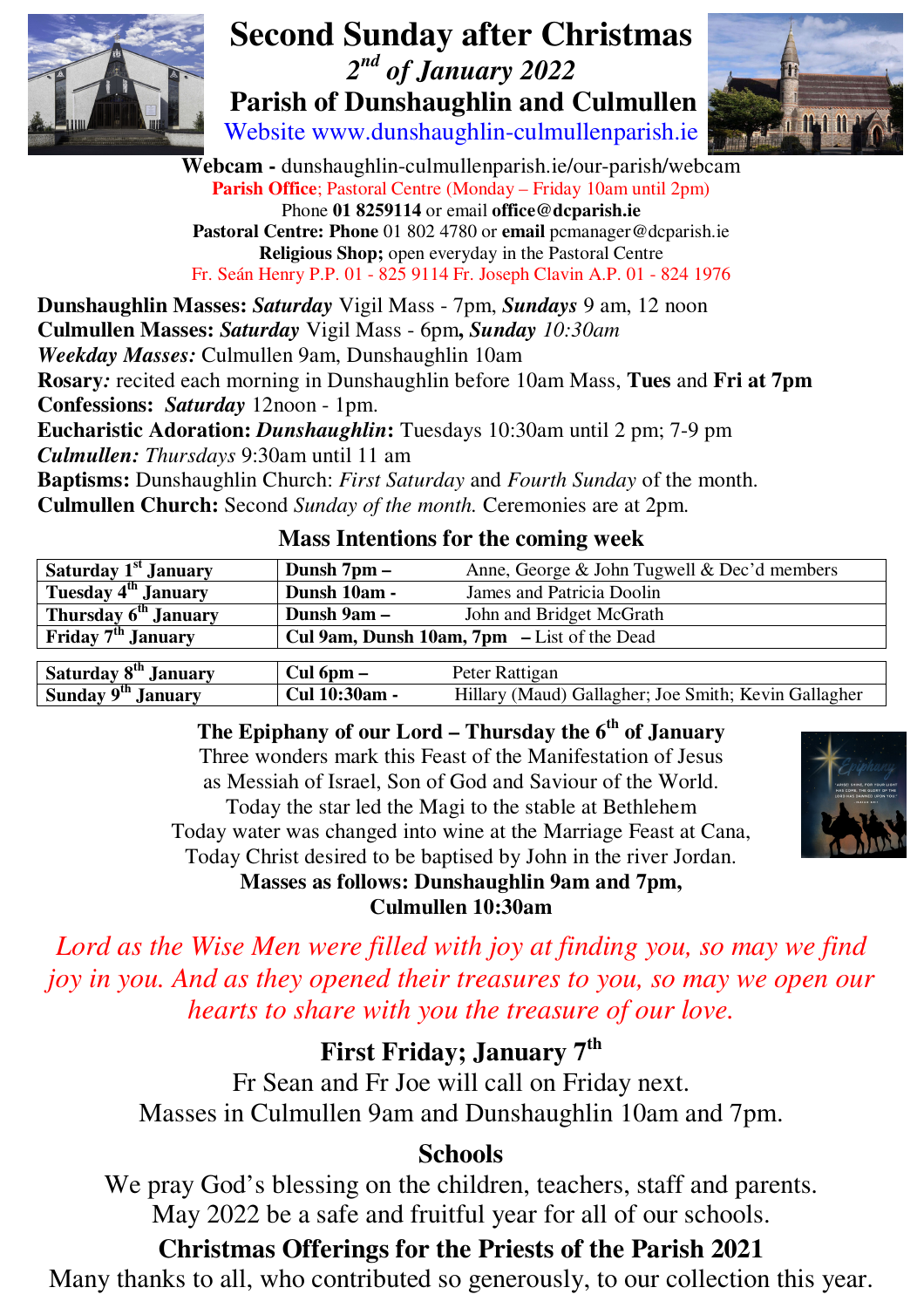# Second Sunday after Christmas

## *2nd of January 2022*

## Parish of Dunshaughlin and Culmullen

Website www.dunshaughlin-culmullenparish.ie

**Webcam -** dunshaughlin-culmullenparish.ie/our-parish/webcam

**Parish Office**; Pastoral Centre (Monday – Friday 10am until 2pm)

Phone **01 8259114** or email **office@dcparish.ie**

**Pastoral Centre: Phone** 01 802 4780 or **email** pcmanager@dcparish.ie

**Religious Shop;** open everyday in the Pastoral Centre

Fr. Seán Henry P.P. 01 - 825 9114 Fr. Joseph Clavin A.P. 01 - 824 1976

**Dunshaughlin Masses:** ***Saturday*** Vigil Mass - 7pm, ***Sundays*** 9 am, 12 noon
**Culmullen Masses:** ***Saturday*** Vigil Mass - 6pm**,** ***Sunday*** *10:30am*
***Weekday Masses:*** Culmullen 9am, Dunshaughlin 10am
**Rosary***:* recited each morning in Dunshaughlin before 10am Mass, **Tues** and **Fri at 7pm**
**Confessions:** ***Saturday*** 12noon - 1pm.
**Eucharistic Adoration:** ***Dunshaughlin*****:** Tuesdays 10:30am until 2 pm; 7-9 pm
***Culmullen:*** *Thursdays* 9:30am until 11 am
**Baptisms:** Dunshaughlin Church: *First Saturday* and *Fourth Sunday* of the month.
**Culmullen Church:** Second *Sunday of the month.* Ceremonies are at 2pm.

### Mass Intentions for the coming week

| | | |
|---|---|---|
| **Saturday 1st January** | **Dunsh 7pm –** | Anne, George & John Tugwell & Dec'd members |
| **Tuesday 4th January** | **Dunsh 10am -** | James and Patricia Doolin |
| **Thursday 6th January** | **Dunsh 9am –** | John and Bridget McGrath |
| **Friday 7th January** | **Cul 9am, Dunsh 10am, 7pm** | – List of the Dead |
| **Saturday 8th January** | **Cul 6pm –** | Peter Rattigan |
| **Sunday 9th January** | **Cul 10:30am -** | Hillary (Maud) Gallagher; Joe Smith; Kevin Gallagher |

### The Epiphany of our Lord – Thursday the 6th of January

Three wonders mark this Feast of the Manifestation of Jesus
as Messiah of Israel, Son of God and Saviour of the World.
Today the star led the Magi to the stable at Bethlehem
Today water was changed into wine at the Marriage Feast at Cana,
Today Christ desired to be baptised by John in the river Jordan.
**Masses as follows: Dunshaughlin 9am and 7pm,**
**Culmullen 10:30am**

*Lord as the Wise Men were filled with joy at finding you, so may we find joy in you. And as they opened their treasures to you, so may we open our hearts to share with you the treasure of our love.*

### First Friday; January 7th

Fr Sean and Fr Joe will call on Friday next.
Masses in Culmullen 9am and Dunshaughlin 10am and 7pm.

### Schools

We pray God's blessing on the children, teachers, staff and parents.
May 2022 be a safe and fruitful year for all of our schools.

### Christmas Offerings for the Priests of the Parish 2021

Many thanks to all, who contributed so generously, to our collection this year.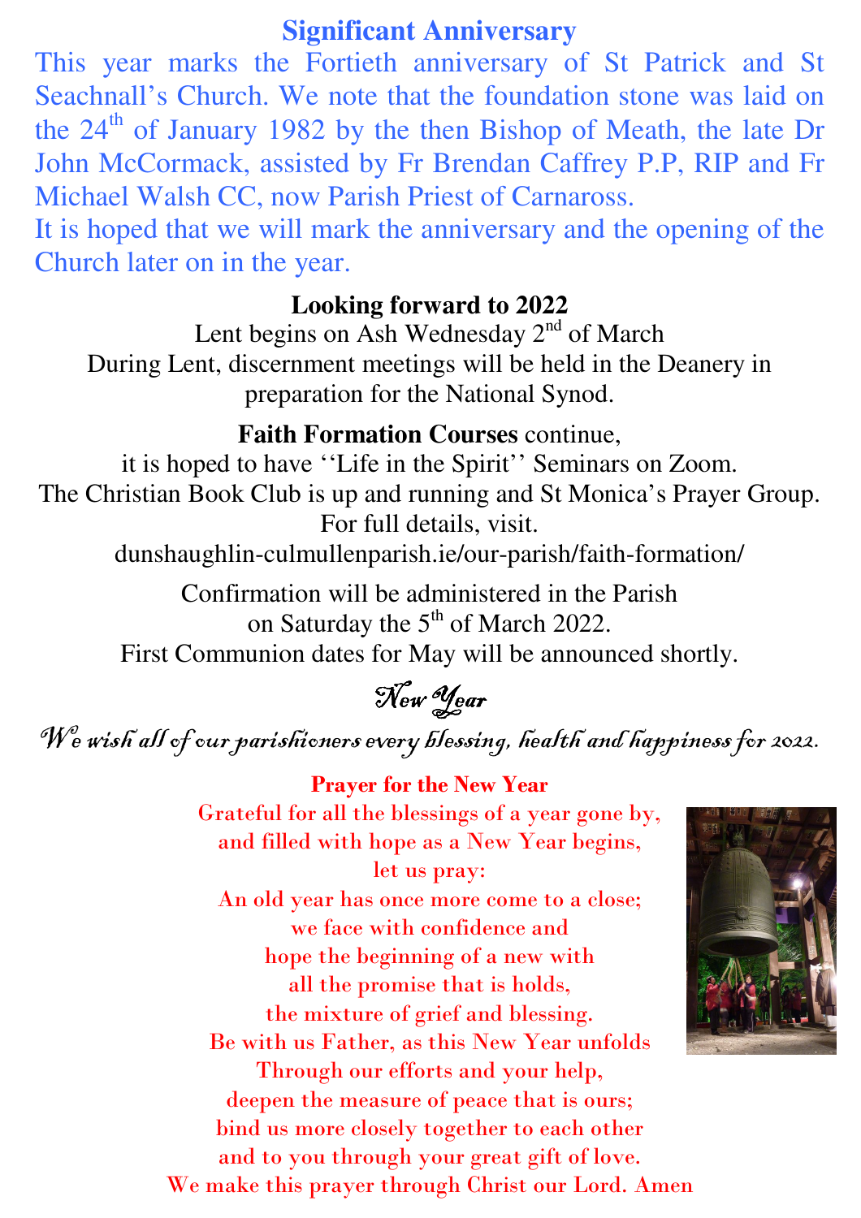## Significant Anniversary

This year marks the Fortieth anniversary of St Patrick and St Seachnall's Church. We note that the foundation stone was laid on the 24th of January 1982 by the then Bishop of Meath, the late Dr John McCormack, assisted by Fr Brendan Caffrey P.P, RIP and Fr Michael Walsh CC, now Parish Priest of Carnaross.

It is hoped that we will mark the anniversary and the opening of the Church later on in the year.

### Looking forward to 2022

Lent begins on Ash Wednesday 2nd of March

During Lent, discernment meetings will be held in the Deanery in preparation for the National Synod.

**Faith Formation Courses** continue,

it is hoped to have ''Life in the Spirit'' Seminars on Zoom.

The Christian Book Club is up and running and St Monica's Prayer Group.

For full details, visit.

dunshaughlin-culmullenparish.ie/our-parish/faith-formation/

Confirmation will be administered in the Parish on Saturday the 5th of March 2022.

First Communion dates for May will be announced shortly.

### *New Year*

*We wish all of our parishioners every blessing, health and happiness for 2022.*

**Prayer for the New Year**

Grateful for all the blessings of a year gone by,
and filled with hope as a New Year begins,
let us pray:
An old year has once more come to a close;
we face with confidence and
hope the beginning of a new with
all the promise that is holds,
the mixture of grief and blessing.
Be with us Father, as this New Year unfolds
Through our efforts and your help,
deepen the measure of peace that is ours;
bind us more closely together to each other
and to you through your great gift of love.
We make this prayer through Christ our Lord. Amen